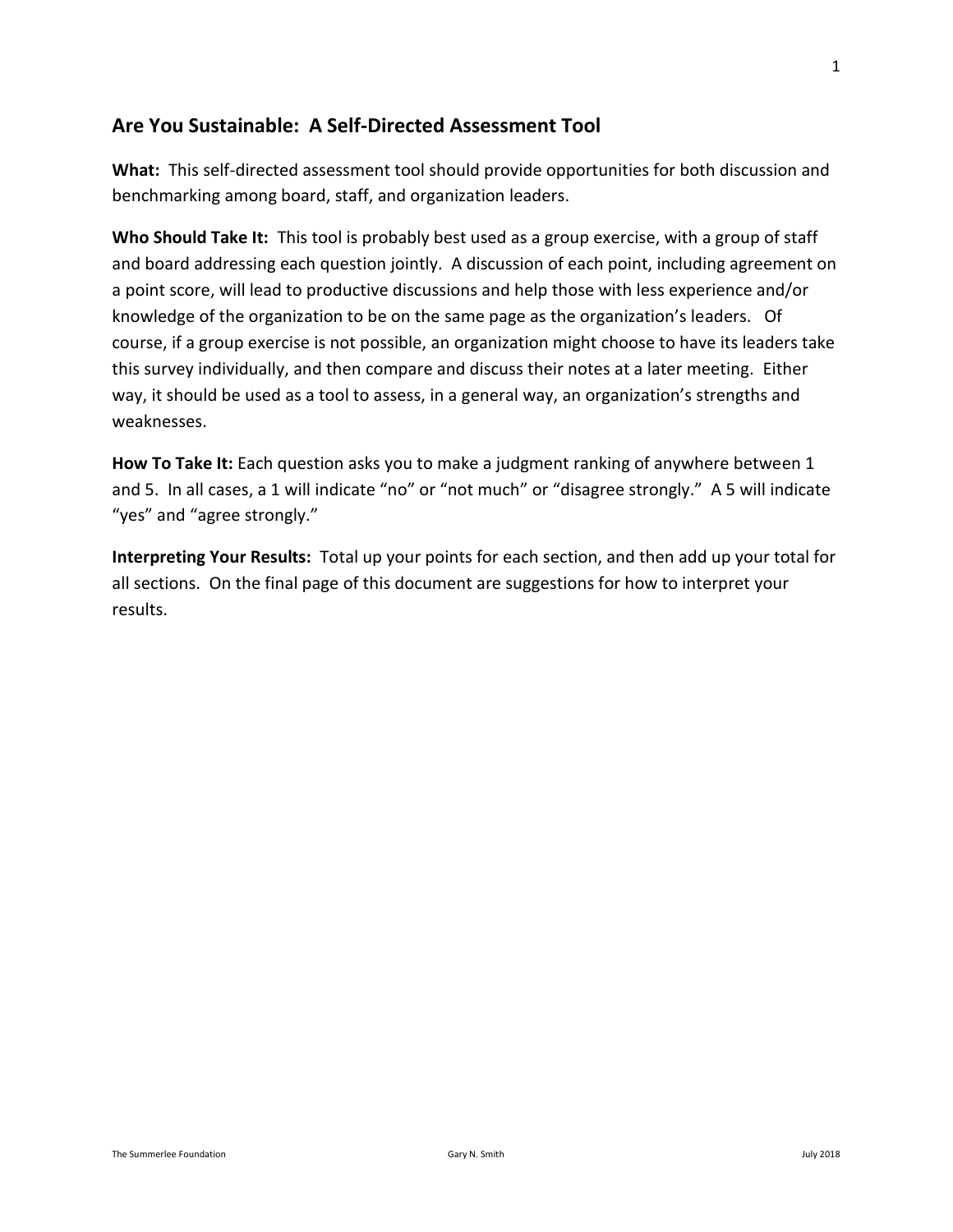## Are You Sustainable: A Self-Directed Assessment Tool

**What:** This self-directed assessment tool should provide opportunities for both discussion and benchmarking among board, staff, and organization leaders.

**Who Should Take It:** This tool is probably best used as a group exercise, with a group of staff and board addressing each question jointly. A discussion of each point, including agreement on a point score, will lead to productive discussions and help those with less experience and/or knowledge of the organization to be on the same page as the organization's leaders. Of course, if a group exercise is not possible, an organization might choose to have its leaders take this survey individually, and then compare and discuss their notes at a later meeting. Either way, it should be used as a tool to assess, in a general way, an organization's strengths and weaknesses.

**How To Take It:** Each question asks you to make a judgment ranking of anywhere between 1 and 5. In all cases, a 1 will indicate "no" or "not much" or "disagree strongly." A 5 will indicate "yes" and "agree strongly."

**Interpreting Your Results:** Total up your points for each section, and then add up your total for all sections. On the final page of this document are suggestions for how to interpret your results.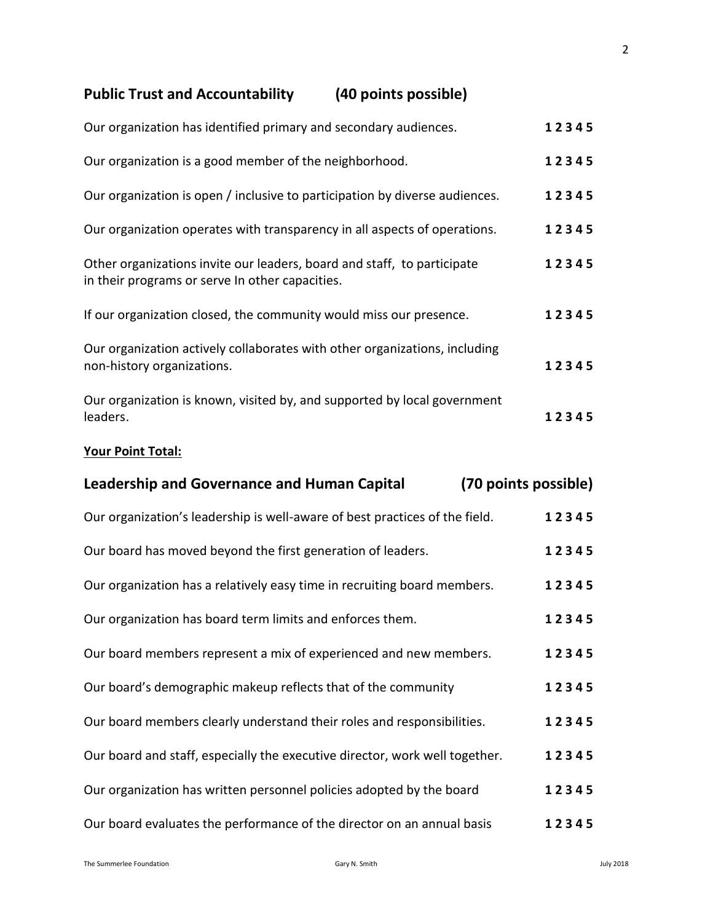## Public Trust and Accountability (40 points possible)

| | |
|---|---|
| Our organization has identified primary and secondary audiences. | **1 2 3 4 5** |
| Our organization is a good member of the neighborhood. | **1 2 3 4 5** |
| Our organization is open / inclusive to participation by diverse audiences. | **1 2 3 4 5** |
| Our organization operates with transparency in all aspects of operations. | **1 2 3 4 5** |
| Other organizations invite our leaders, board and staff, to participate in their programs or serve In other capacities. | **1 2 3 4 5** |
| If our organization closed, the community would miss our presence. | **1 2 3 4 5** |
| Our organization actively collaborates with other organizations, including non-history organizations. | **1 2 3 4 5** |
| Our organization is known, visited by, and supported by local government leaders. | **1 2 3 4 5** |

**Your Point Total:**

## Leadership and Governance and Human Capital (70 points possible)

| | |
|---|---|
| Our organization's leadership is well-aware of best practices of the field. | **1 2 3 4 5** |
| Our board has moved beyond the first generation of leaders. | **1 2 3 4 5** |
| Our organization has a relatively easy time in recruiting board members. | **1 2 3 4 5** |
| Our organization has board term limits and enforces them. | **1 2 3 4 5** |
| Our board members represent a mix of experienced and new members. | **1 2 3 4 5** |
| Our board's demographic makeup reflects that of the community | **1 2 3 4 5** |
| Our board members clearly understand their roles and responsibilities. | **1 2 3 4 5** |
| Our board and staff, especially the executive director, work well together. | **1 2 3 4 5** |
| Our organization has written personnel policies adopted by the board | **1 2 3 4 5** |
| Our board evaluates the performance of the director on an annual basis | **1 2 3 4 5** |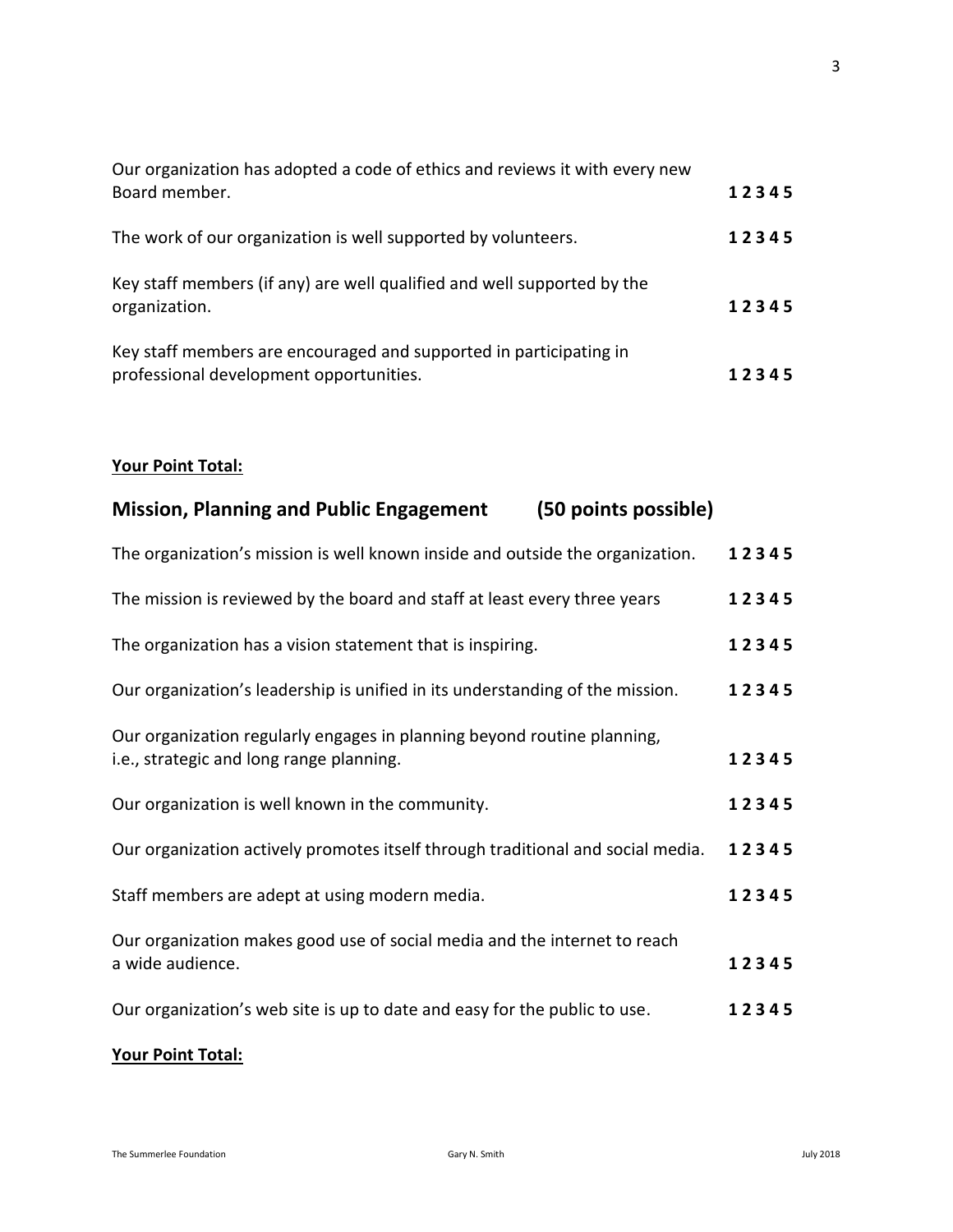Our organization has adopted a code of ethics and reviews it with every new Board member. **1 2 3 4 5**

The work of our organization is well supported by volunteers. **1 2 3 4 5**

Key staff members (if any) are well qualified and well supported by the organization. **1 2 3 4 5**

Key staff members are encouraged and supported in participating in professional development opportunities. **1 2 3 4 5**

**Your Point Total:**

## Mission, Planning and Public Engagement (50 points possible)

The organization's mission is well known inside and outside the organization. **1 2 3 4 5**

The mission is reviewed by the board and staff at least every three years **1 2 3 4 5**

The organization has a vision statement that is inspiring. **1 2 3 4 5**

Our organization's leadership is unified in its understanding of the mission. **1 2 3 4 5**

Our organization regularly engages in planning beyond routine planning, i.e., strategic and long range planning. **1 2 3 4 5**

Our organization is well known in the community. **1 2 3 4 5**

Our organization actively promotes itself through traditional and social media. **1 2 3 4 5**

Staff members are adept at using modern media. **1 2 3 4 5**

Our organization makes good use of social media and the internet to reach a wide audience. **1 2 3 4 5**

Our organization's web site is up to date and easy for the public to use. **1 2 3 4 5**

**Your Point Total:**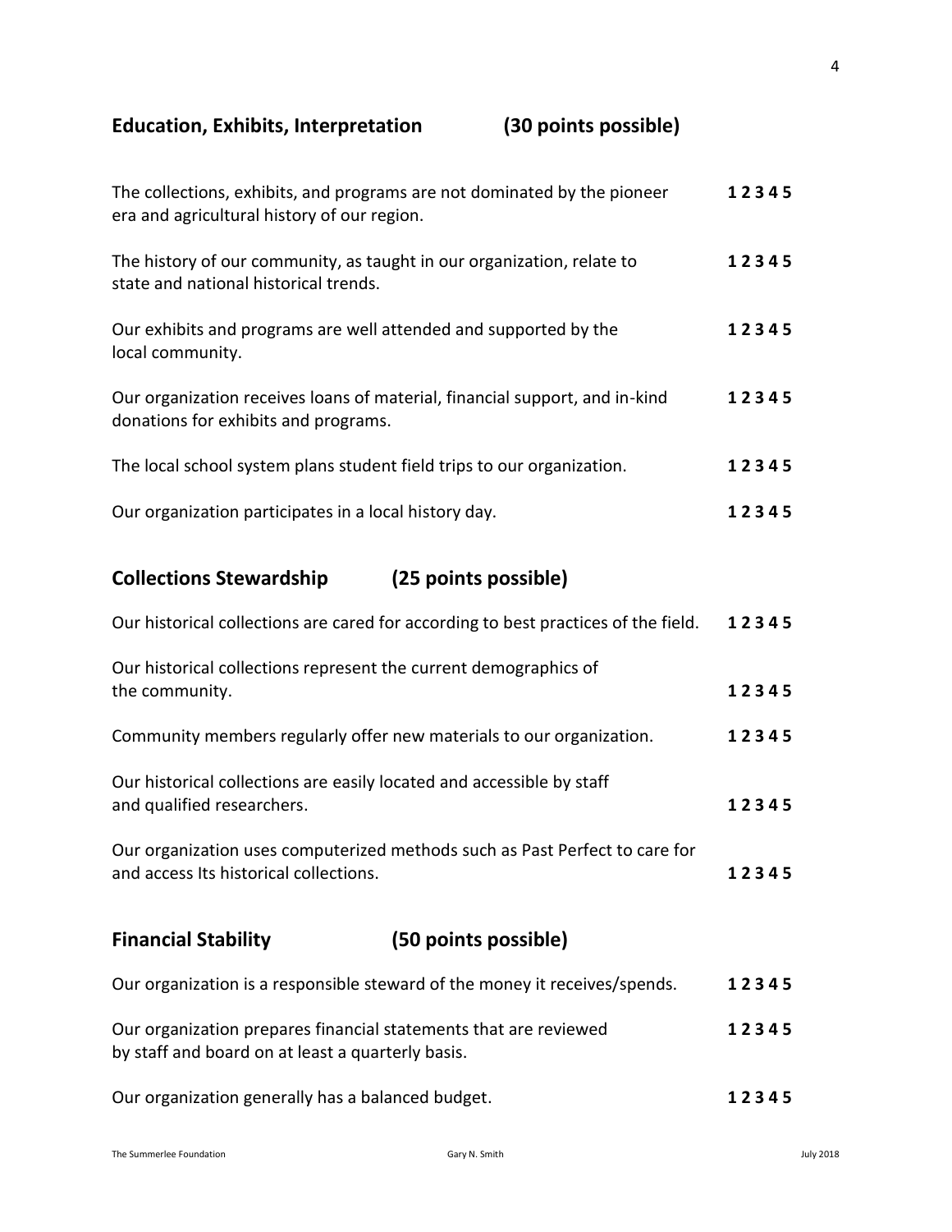## Education, Exhibits, Interpretation (30 points possible)

| | |
|---|---|
| The collections, exhibits, and programs are not dominated by the pioneer era and agricultural history of our region. | **1 2 3 4 5** |
| The history of our community, as taught in our organization, relate to state and national historical trends. | **1 2 3 4 5** |
| Our exhibits and programs are well attended and supported by the local community. | **1 2 3 4 5** |
| Our organization receives loans of material, financial support, and in-kind donations for exhibits and programs. | **1 2 3 4 5** |
| The local school system plans student field trips to our organization. | **1 2 3 4 5** |
| Our organization participates in a local history day. | **1 2 3 4 5** |

## Collections Stewardship (25 points possible)

| | |
|---|---|
| Our historical collections are cared for according to best practices of the field. | **1 2 3 4 5** |
| Our historical collections represent the current demographics of the community. | **1 2 3 4 5** |
| Community members regularly offer new materials to our organization. | **1 2 3 4 5** |
| Our historical collections are easily located and accessible by staff and qualified researchers. | **1 2 3 4 5** |
| Our organization uses computerized methods such as Past Perfect to care for and access Its historical collections. | **1 2 3 4 5** |

## Financial Stability (50 points possible)

| | |
|---|---|
| Our organization is a responsible steward of the money it receives/spends. | **1 2 3 4 5** |
| Our organization prepares financial statements that are reviewed by staff and board on at least a quarterly basis. | **1 2 3 4 5** |
| Our organization generally has a balanced budget. | **1 2 3 4 5** |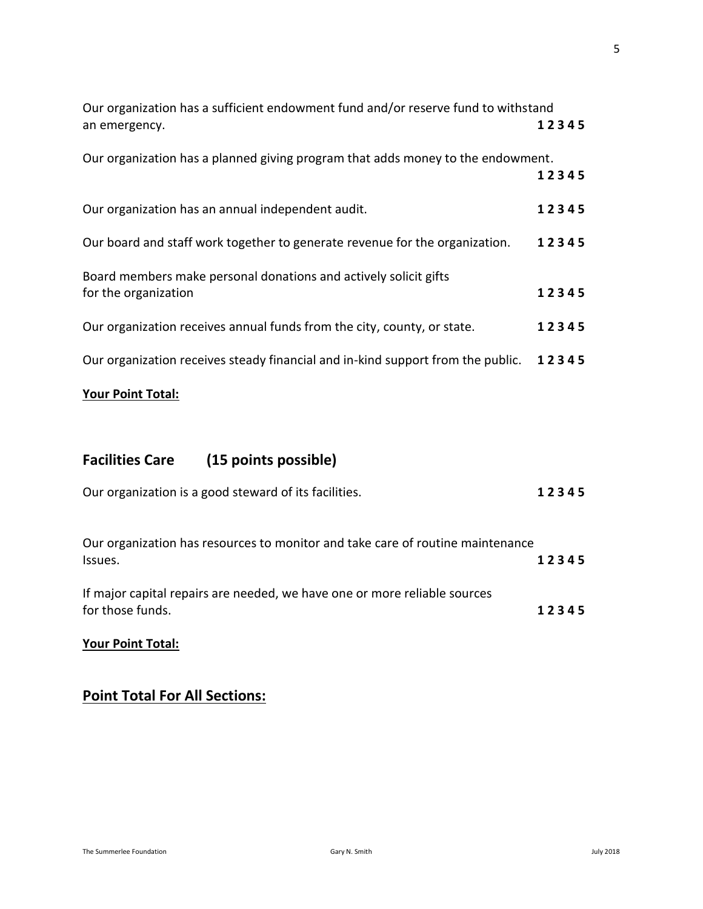Our organization has a sufficient endowment fund and/or reserve fund to withstand an emergency. **1 2 3 4 5**

Our organization has a planned giving program that adds money to the endowment. **1 2 3 4 5**

Our organization has an annual independent audit. **1 2 3 4 5**

Our board and staff work together to generate revenue for the organization. **1 2 3 4 5**

Board members make personal donations and actively solicit gifts for the organization **1 2 3 4 5**

Our organization receives annual funds from the city, county, or state. **1 2 3 4 5**

Our organization receives steady financial and in-kind support from the public. **1 2 3 4 5**

**<u>Your Point Total:</u>**

## Facilities Care (15 points possible)

Our organization is a good steward of its facilities. **1 2 3 4 5**

Our organization has resources to monitor and take care of routine maintenance Issues. **1 2 3 4 5**

If major capital repairs are needed, we have one or more reliable sources for those funds. **1 2 3 4 5**

**<u>Your Point Total:</u>**

## <u>Point Total For All Sections:</u>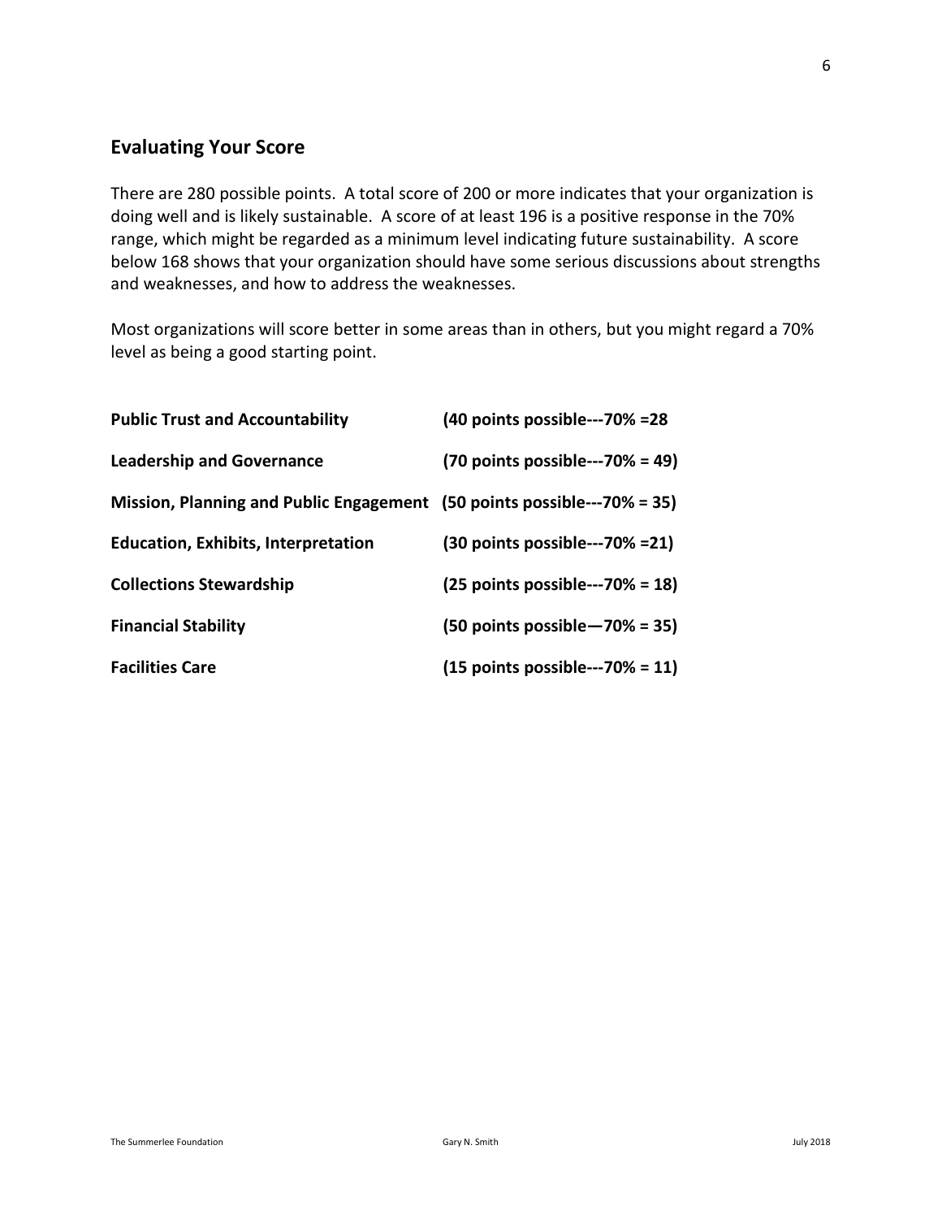## Evaluating Your Score

There are 280 possible points. A total score of 200 or more indicates that your organization is doing well and is likely sustainable. A score of at least 196 is a positive response in the 70% range, which might be regarded as a minimum level indicating future sustainability. A score below 168 shows that your organization should have some serious discussions about strengths and weaknesses, and how to address the weaknesses.

Most organizations will score better in some areas than in others, but you might regard a 70% level as being a good starting point.

| | |
|---|---|
| **Public Trust and Accountability** | **(40 points possible---70% =28** |
| **Leadership and Governance** | **(70 points possible---70% = 49)** |
| **Mission, Planning and Public Engagement** | **(50 points possible---70% = 35)** |
| **Education, Exhibits, Interpretation** | **(30 points possible---70% =21)** |
| **Collections Stewardship** | **(25 points possible---70% = 18)** |
| **Financial Stability** | **(50 points possible—70% = 35)** |
| **Facilities Care** | **(15 points possible---70% = 11)** |